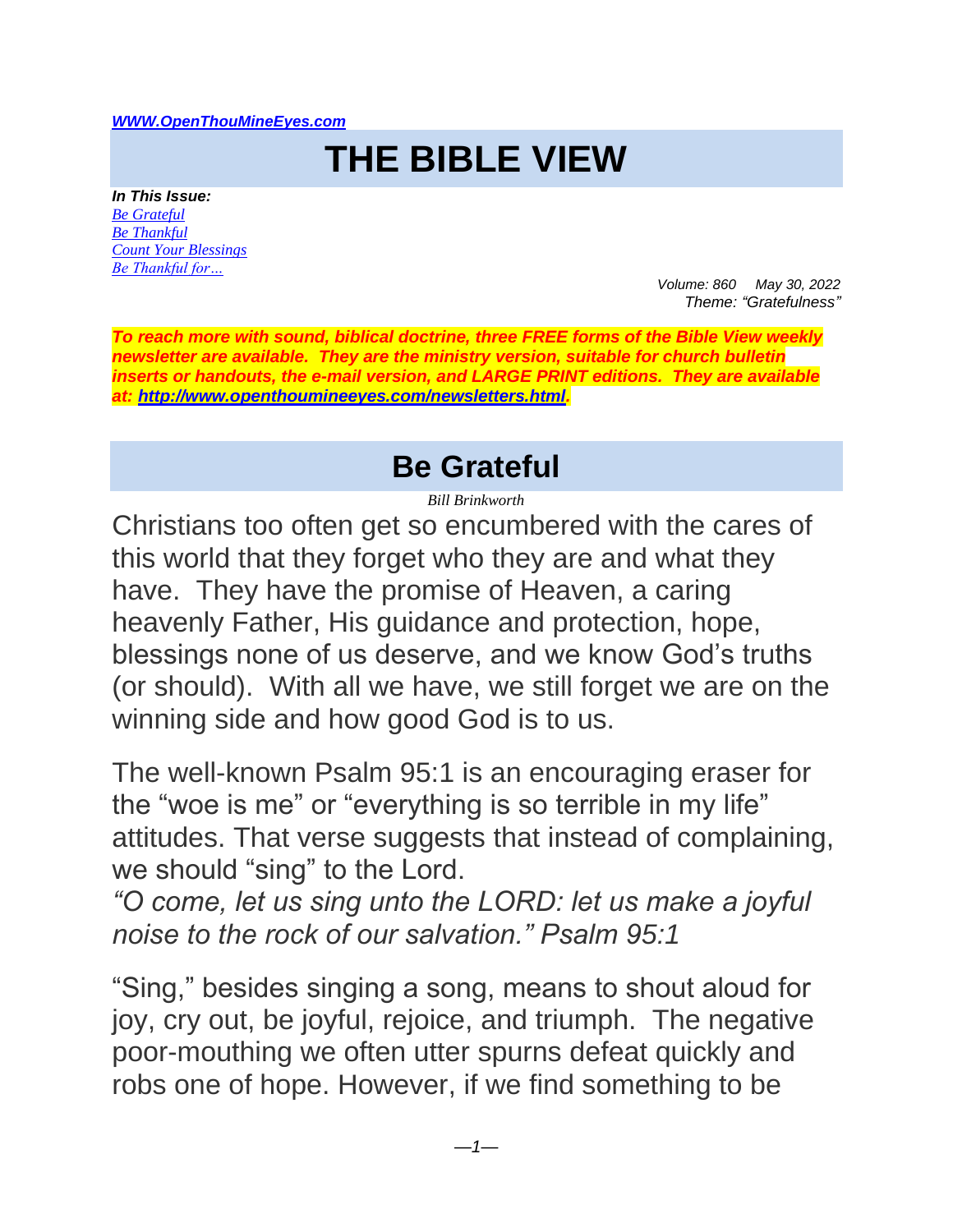*[WWW.OpenThouMineEyes.com](http://www.openthoumineeyes.com)*

# THE BIBLE VIEW

***In This Issue:***
*[Be Grateful]()*
*[Be Thankful]()*
*[Count Your Blessings]()*
*[Be Thankful for…]()*

*Volume: 860 May 30, 2022*
*Theme: "Gratefulness"*

***To reach more with sound, biblical doctrine, three FREE forms of the Bible View weekly newsletter are available. They are the ministry version, suitable for church bulletin inserts or handouts, the e-mail version, and LARGE PRINT editions. They are available at: [http://www.openthoumineeyes.com/newsletters.html](http://www.openthoumineeyes.com/newsletters.html).***

## Be Grateful

*Bill Brinkworth*

Christians too often get so encumbered with the cares of this world that they forget who they are and what they have. They have the promise of Heaven, a caring heavenly Father, His guidance and protection, hope, blessings none of us deserve, and we know God's truths (or should). With all we have, we still forget we are on the winning side and how good God is to us.

The well-known Psalm 95:1 is an encouraging eraser for the "woe is me" or "everything is so terrible in my life" attitudes. That verse suggests that instead of complaining, we should "sing" to the Lord.
*"O come, let us sing unto the LORD: let us make a joyful noise to the rock of our salvation." Psalm 95:1*

"Sing," besides singing a song, means to shout aloud for joy, cry out, be joyful, rejoice, and triumph. The negative poor-mouthing we often utter spurns defeat quickly and robs one of hope. However, if we find something to be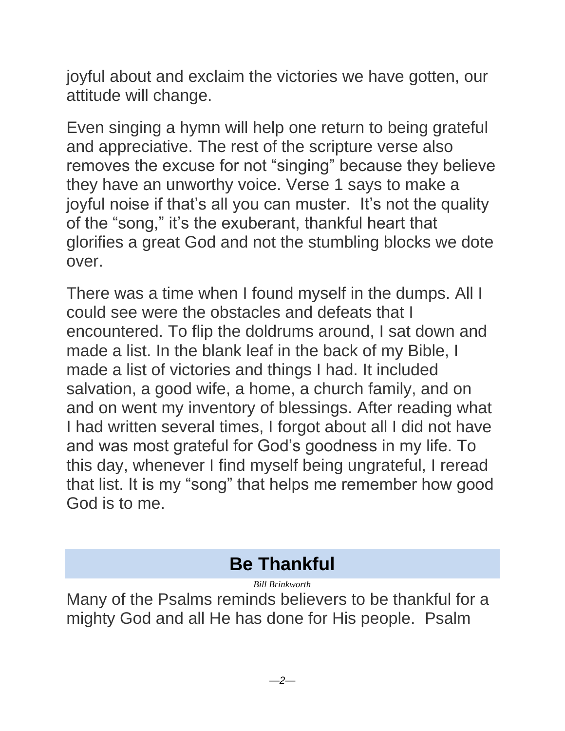joyful about and exclaim the victories we have gotten, our attitude will change.

Even singing a hymn will help one return to being grateful and appreciative. The rest of the scripture verse also removes the excuse for not "singing" because they believe they have an unworthy voice. Verse 1 says to make a joyful noise if that's all you can muster.  It's not the quality of the "song," it's the exuberant, thankful heart that glorifies a great God and not the stumbling blocks we dote over.

There was a time when I found myself in the dumps. All I could see were the obstacles and defeats that I encountered. To flip the doldrums around, I sat down and made a list. In the blank leaf in the back of my Bible, I made a list of victories and things I had. It included salvation, a good wife, a home, a church family, and on and on went my inventory of blessings. After reading what I had written several times, I forgot about all I did not have and was most grateful for God's goodness in my life. To this day, whenever I find myself being ungrateful, I reread that list. It is my "song" that helps me remember how good God is to me.

## Be Thankful

*Bill Brinkworth*

Many of the Psalms reminds believers to be thankful for a mighty God and all He has done for His people.  Psalm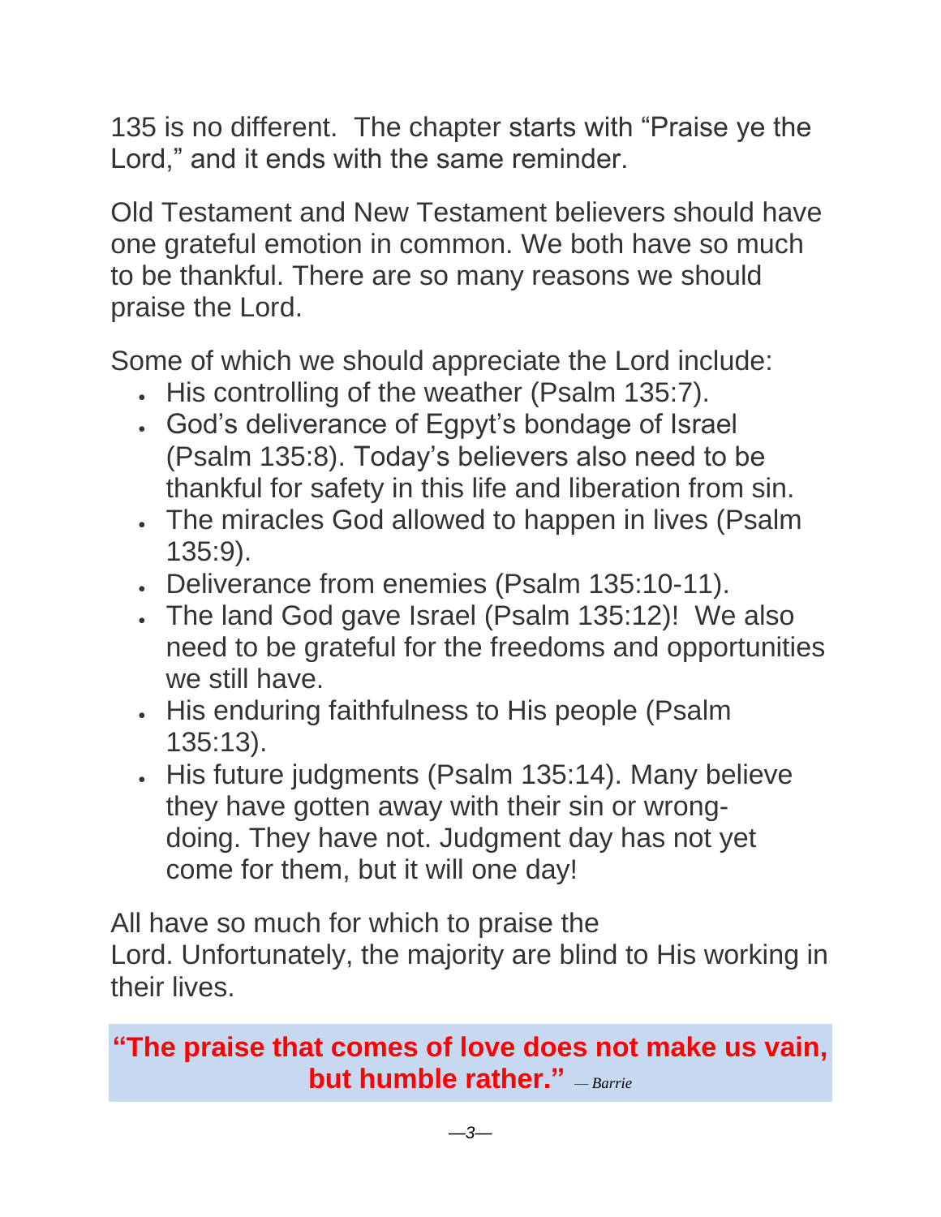135 is no different. The chapter starts with "Praise ye the Lord," and it ends with the same reminder.

Old Testament and New Testament believers should have one grateful emotion in common. We both have so much to be thankful. There are so many reasons we should praise the Lord.

Some of which we should appreciate the Lord include:

- His controlling of the weather (Psalm 135:7).
- God's deliverance of Egpyt's bondage of Israel (Psalm 135:8). Today's believers also need to be thankful for safety in this life and liberation from sin.
- The miracles God allowed to happen in lives (Psalm 135:9).
- Deliverance from enemies (Psalm 135:10-11).
- The land God gave Israel (Psalm 135:12)! We also need to be grateful for the freedoms and opportunities we still have.
- His enduring faithfulness to His people (Psalm 135:13).
- His future judgments (Psalm 135:14). Many believe they have gotten away with their sin or wrong-doing. They have not. Judgment day has not yet come for them, but it will one day!

All have so much for which to praise the Lord. Unfortunately, the majority are blind to His working in their lives.

**"The praise that comes of love does not make us vain, but humble rather."** *— Barrie*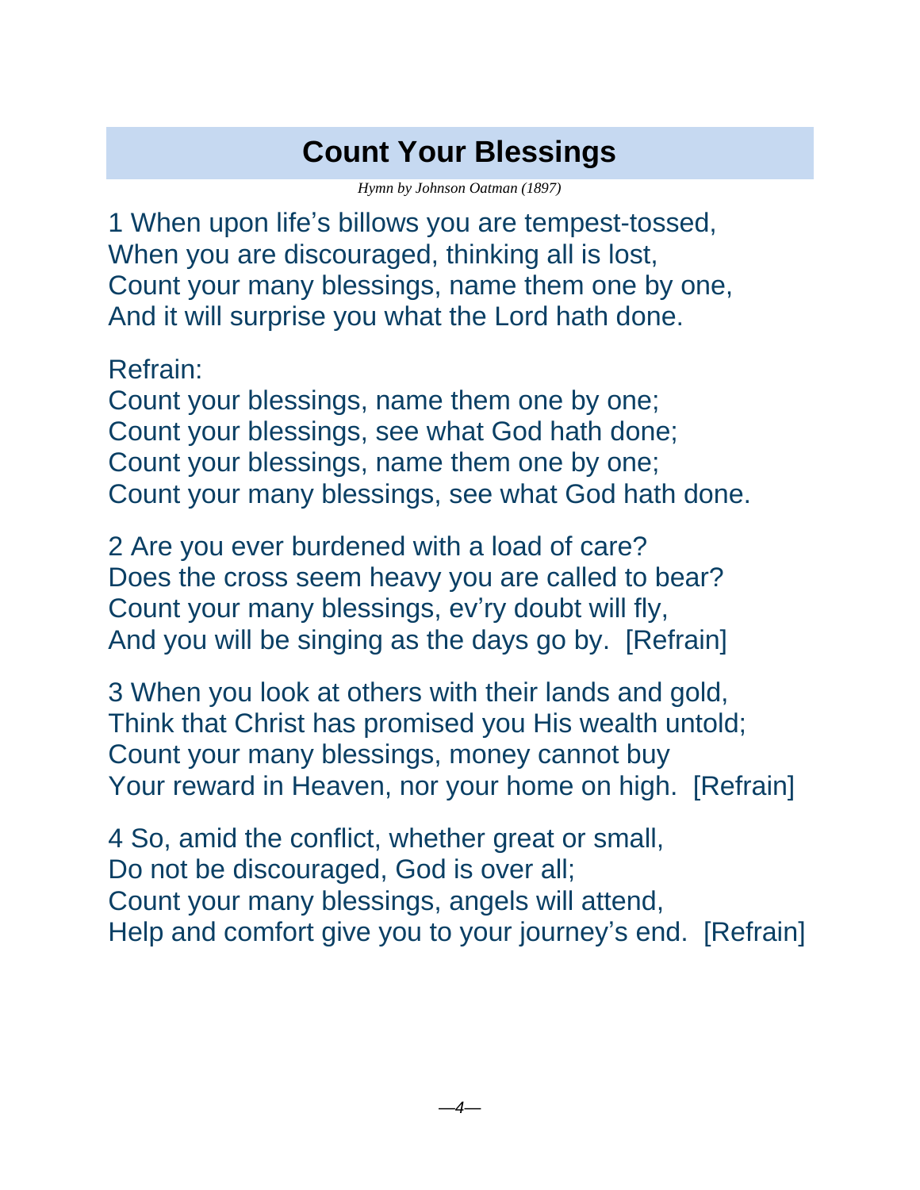# Count Your Blessings

*Hymn by Johnson Oatman (1897)*

1 When upon life's billows you are tempest-tossed,
When you are discouraged, thinking all is lost,
Count your many blessings, name them one by one,
And it will surprise you what the Lord hath done.

Refrain:
Count your blessings, name them one by one;
Count your blessings, see what God hath done;
Count your blessings, name them one by one;
Count your many blessings, see what God hath done.

2 Are you ever burdened with a load of care?
Does the cross seem heavy you are called to bear?
Count your many blessings, ev'ry doubt will fly,
And you will be singing as the days go by. [Refrain]

3 When you look at others with their lands and gold,
Think that Christ has promised you His wealth untold;
Count your many blessings, money cannot buy
Your reward in Heaven, nor your home on high. [Refrain]

4 So, amid the conflict, whether great or small,
Do not be discouraged, God is over all;
Count your many blessings, angels will attend,
Help and comfort give you to your journey's end. [Refrain]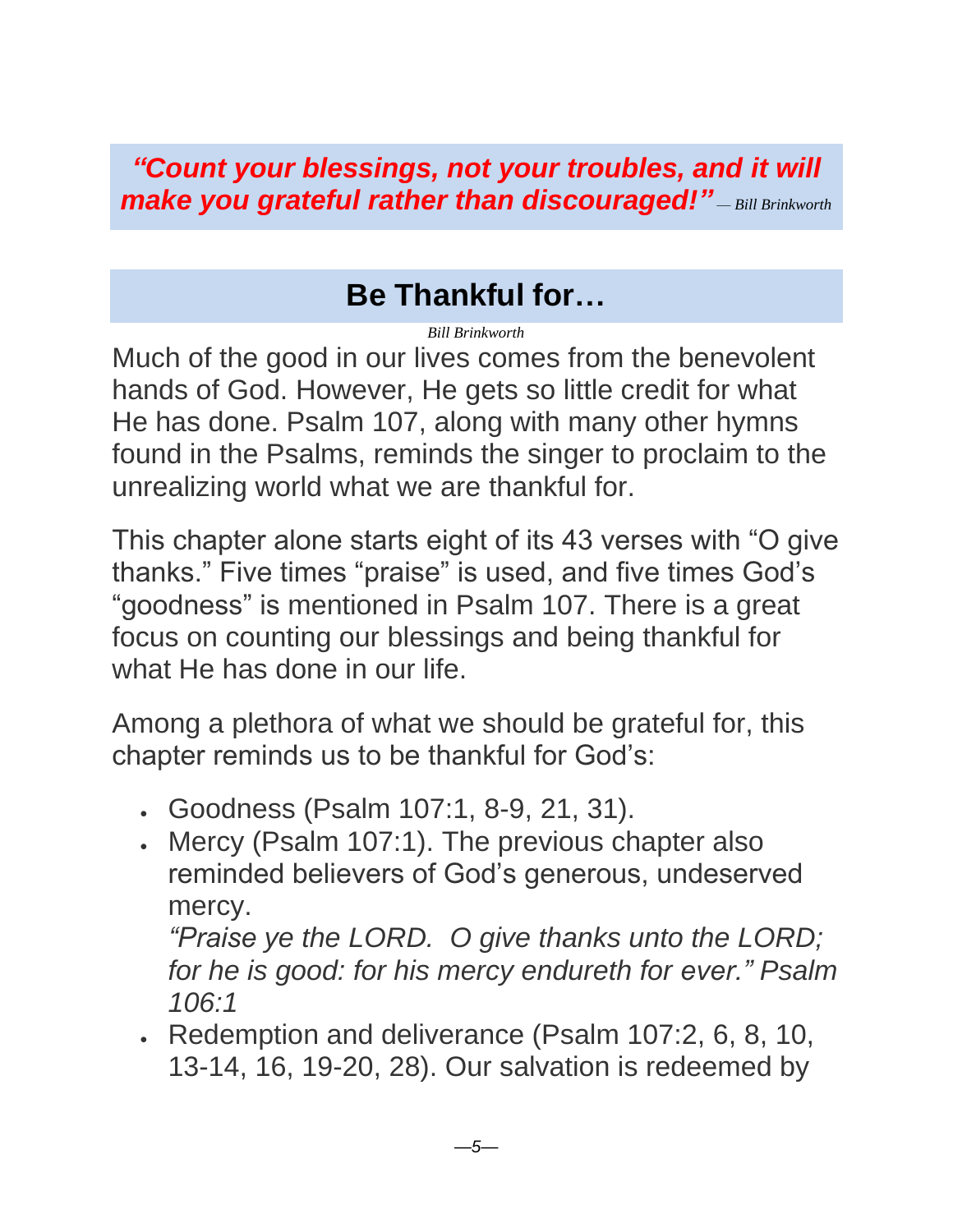***"Count your blessings, not your troubles, and it will make you grateful rather than discouraged!"*** *— Bill Brinkworth*

## Be Thankful for…

*Bill Brinkworth*

Much of the good in our lives comes from the benevolent hands of God. However, He gets so little credit for what He has done. Psalm 107, along with many other hymns found in the Psalms, reminds the singer to proclaim to the unrealizing world what we are thankful for.

This chapter alone starts eight of its 43 verses with "O give thanks." Five times "praise" is used, and five times God's "goodness" is mentioned in Psalm 107. There is a great focus on counting our blessings and being thankful for what He has done in our life.

Among a plethora of what we should be grateful for, this chapter reminds us to be thankful for God's:

- Goodness (Psalm 107:1, 8-9, 21, 31).
- Mercy (Psalm 107:1). The previous chapter also reminded believers of God's generous, undeserved mercy.
  *"Praise ye the LORD. O give thanks unto the LORD; for he is good: for his mercy endureth for ever." Psalm 106:1*
- Redemption and deliverance (Psalm 107:2, 6, 8, 10, 13-14, 16, 19-20, 28). Our salvation is redeemed by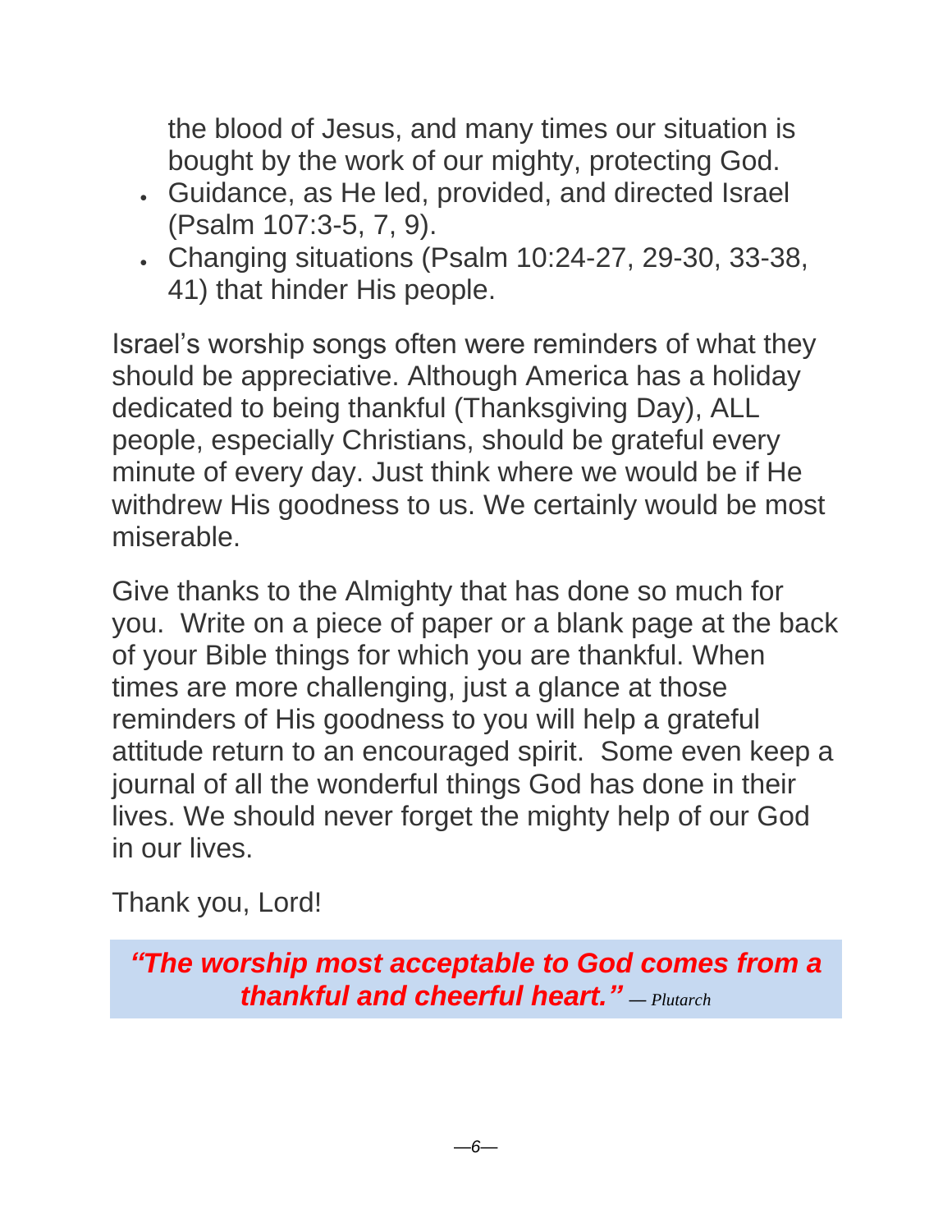the blood of Jesus, and many times our situation is bought by the work of our mighty, protecting God.

- Guidance, as He led, provided, and directed Israel (Psalm 107:3-5, 7, 9).
- Changing situations (Psalm 10:24-27, 29-30, 33-38, 41) that hinder His people.

Israel's worship songs often were reminders of what they should be appreciative. Although America has a holiday dedicated to being thankful (Thanksgiving Day), ALL people, especially Christians, should be grateful every minute of every day. Just think where we would be if He withdrew His goodness to us. We certainly would be most miserable.

Give thanks to the Almighty that has done so much for you. Write on a piece of paper or a blank page at the back of your Bible things for which you are thankful. When times are more challenging, just a glance at those reminders of His goodness to you will help a grateful attitude return to an encouraged spirit. Some even keep a journal of all the wonderful things God has done in their lives. We should never forget the mighty help of our God in our lives.

Thank you, Lord!

> ***"The worship most acceptable to God comes from a thankful and cheerful heart."*** *— Plutarch*